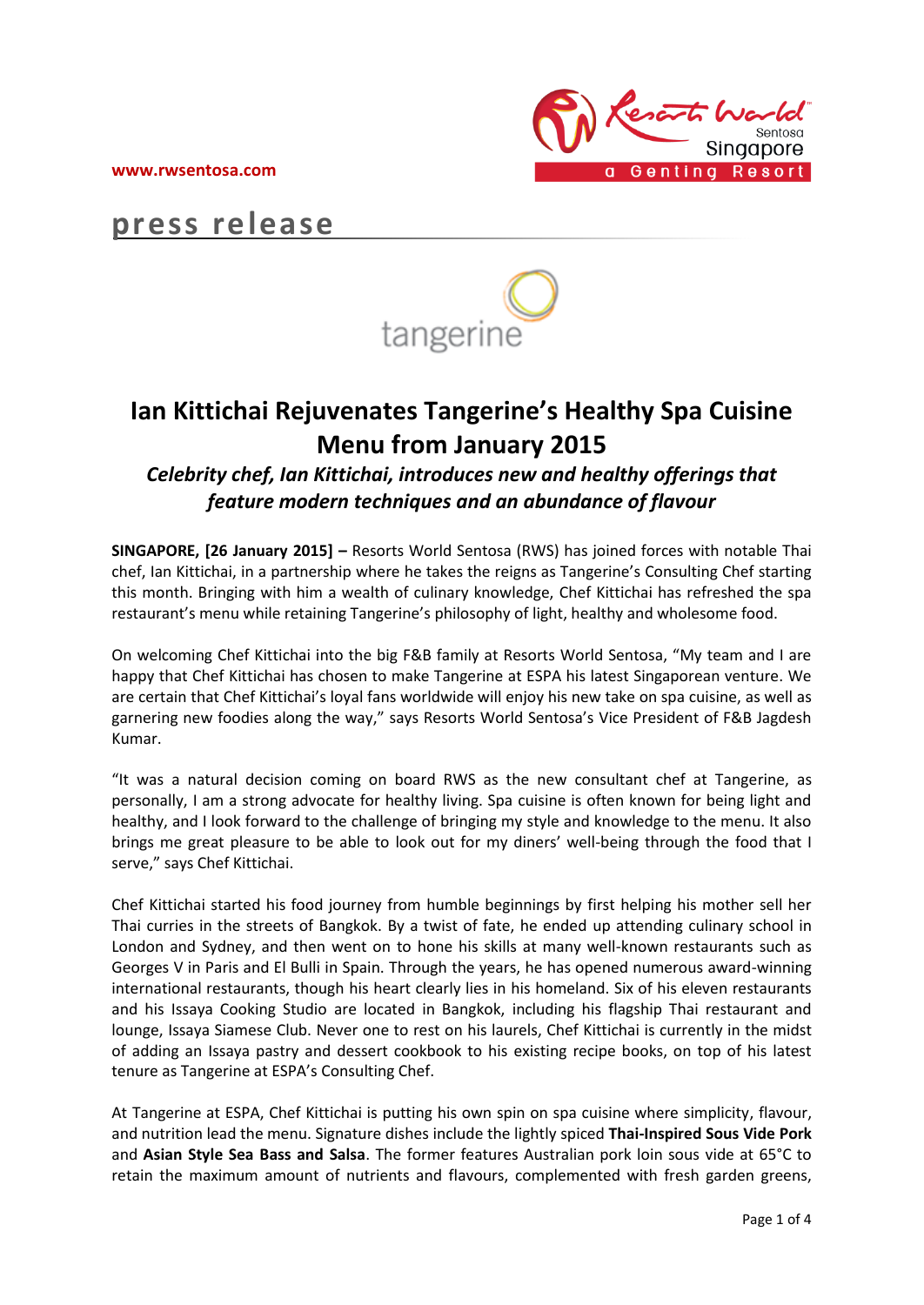www.rwsentosa.com

**press release**

tangerine

# Ian Kittichai Rejuvenates Tangerine's Healthy Spa Cuisine Menu from January 2015

### *Celebrity chef, Ian Kittichai, introduces new and healthy offerings that feature modern techniques and an abundance of flavour*

**SINGAPORE, [26 January 2015] –** Resorts World Sentosa (RWS) has joined forces with notable Thai chef, Ian Kittichai, in a partnership where he takes the reigns as Tangerine's Consulting Chef starting this month. Bringing with him a wealth of culinary knowledge, Chef Kittichai has refreshed the spa restaurant's menu while retaining Tangerine's philosophy of light, healthy and wholesome food.

On welcoming Chef Kittichai into the big F&B family at Resorts World Sentosa, "My team and I are happy that Chef Kittichai has chosen to make Tangerine at ESPA his latest Singaporean venture. We are certain that Chef Kittichai's loyal fans worldwide will enjoy his new take on spa cuisine, as well as garnering new foodies along the way," says Resorts World Sentosa's Vice President of F&B Jagdesh Kumar.

"It was a natural decision coming on board RWS as the new consultant chef at Tangerine, as personally, I am a strong advocate for healthy living. Spa cuisine is often known for being light and healthy, and I look forward to the challenge of bringing my style and knowledge to the menu. It also brings me great pleasure to be able to look out for my diners' well-being through the food that I serve," says Chef Kittichai.

Chef Kittichai started his food journey from humble beginnings by first helping his mother sell her Thai curries in the streets of Bangkok. By a twist of fate, he ended up attending culinary school in London and Sydney, and then went on to hone his skills at many well-known restaurants such as Georges V in Paris and El Bulli in Spain. Through the years, he has opened numerous award-winning international restaurants, though his heart clearly lies in his homeland. Six of his eleven restaurants and his Issaya Cooking Studio are located in Bangkok, including his flagship Thai restaurant and lounge, Issaya Siamese Club. Never one to rest on his laurels, Chef Kittichai is currently in the midst of adding an Issaya pastry and dessert cookbook to his existing recipe books, on top of his latest tenure as Tangerine at ESPA's Consulting Chef.

At Tangerine at ESPA, Chef Kittichai is putting his own spin on spa cuisine where simplicity, flavour, and nutrition lead the menu. Signature dishes include the lightly spiced **Thai-Inspired Sous Vide Pork** and **Asian Style Sea Bass and Salsa**. The former features Australian pork loin sous vide at 65°C to retain the maximum amount of nutrients and flavours, complemented with fresh garden greens,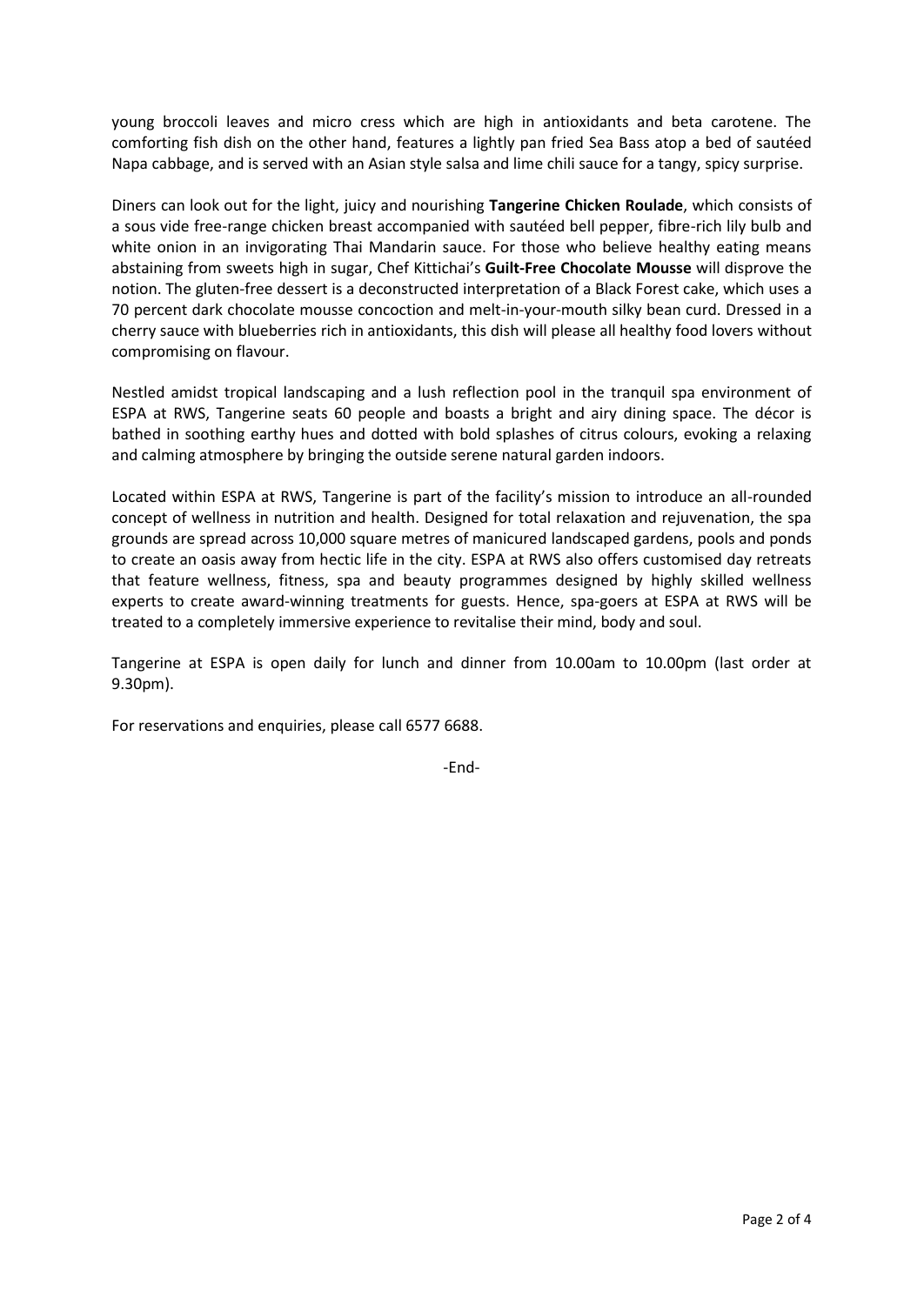young broccoli leaves and micro cress which are high in antioxidants and beta carotene. The comforting fish dish on the other hand, features a lightly pan fried Sea Bass atop a bed of sautéed Napa cabbage, and is served with an Asian style salsa and lime chili sauce for a tangy, spicy surprise.

Diners can look out for the light, juicy and nourishing **Tangerine Chicken Roulade**, which consists of a sous vide free-range chicken breast accompanied with sautéed bell pepper, fibre-rich lily bulb and white onion in an invigorating Thai Mandarin sauce. For those who believe healthy eating means abstaining from sweets high in sugar, Chef Kittichai's **Guilt-Free Chocolate Mousse** will disprove the notion. The gluten-free dessert is a deconstructed interpretation of a Black Forest cake, which uses a 70 percent dark chocolate mousse concoction and melt-in-your-mouth silky bean curd. Dressed in a cherry sauce with blueberries rich in antioxidants, this dish will please all healthy food lovers without compromising on flavour.

Nestled amidst tropical landscaping and a lush reflection pool in the tranquil spa environment of ESPA at RWS, Tangerine seats 60 people and boasts a bright and airy dining space. The décor is bathed in soothing earthy hues and dotted with bold splashes of citrus colours, evoking a relaxing and calming atmosphere by bringing the outside serene natural garden indoors.

Located within ESPA at RWS, Tangerine is part of the facility's mission to introduce an all-rounded concept of wellness in nutrition and health. Designed for total relaxation and rejuvenation, the spa grounds are spread across 10,000 square metres of manicured landscaped gardens, pools and ponds to create an oasis away from hectic life in the city. ESPA at RWS also offers customised day retreats that feature wellness, fitness, spa and beauty programmes designed by highly skilled wellness experts to create award-winning treatments for guests. Hence, spa-goers at ESPA at RWS will be treated to a completely immersive experience to revitalise their mind, body and soul.

Tangerine at ESPA is open daily for lunch and dinner from 10.00am to 10.00pm (last order at 9.30pm).

For reservations and enquiries, please call 6577 6688.

-End-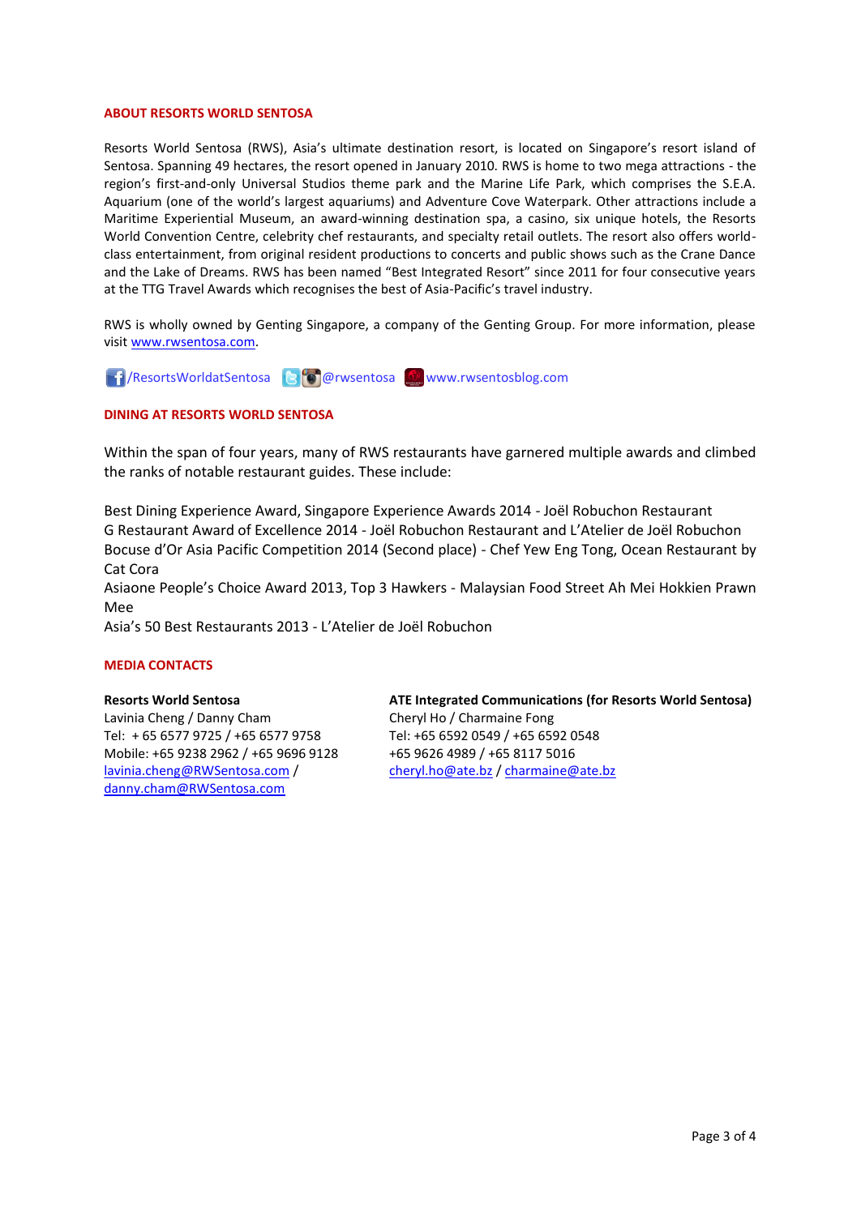## ABOUT RESORTS WORLD SENTOSA

Resorts World Sentosa (RWS), Asia's ultimate destination resort, is located on Singapore's resort island of Sentosa. Spanning 49 hectares, the resort opened in January 2010. RWS is home to two mega attractions - the region's first-and-only Universal Studios theme park and the Marine Life Park, which comprises the S.E.A. Aquarium (one of the world's largest aquariums) and Adventure Cove Waterpark. Other attractions include a Maritime Experiential Museum, an award-winning destination spa, a casino, six unique hotels, the Resorts World Convention Centre, celebrity chef restaurants, and specialty retail outlets. The resort also offers world-class entertainment, from original resident productions to concerts and public shows such as the Crane Dance and the Lake of Dreams. RWS has been named "Best Integrated Resort" since 2011 for four consecutive years at the TTG Travel Awards which recognises the best of Asia-Pacific's travel industry.

RWS is wholly owned by Genting Singapore, a company of the Genting Group. For more information, please visit www.rwsentosa.com.

/ResortsWorldatSentosa @rwsentosa www.rwsentosblog.com

## DINING AT RESORTS WORLD SENTOSA

Within the span of four years, many of RWS restaurants have garnered multiple awards and climbed the ranks of notable restaurant guides. These include:

Best Dining Experience Award, Singapore Experience Awards 2014 - Joël Robuchon Restaurant
G Restaurant Award of Excellence 2014 - Joël Robuchon Restaurant and L'Atelier de Joël Robuchon
Bocuse d'Or Asia Pacific Competition 2014 (Second place) - Chef Yew Eng Tong, Ocean Restaurant by Cat Cora
Asiaone People's Choice Award 2013, Top 3 Hawkers - Malaysian Food Street Ah Mei Hokkien Prawn Mee
Asia's 50 Best Restaurants 2013 - L'Atelier de Joël Robuchon

## MEDIA CONTACTS

**Resorts World Sentosa**
Lavinia Cheng / Danny Cham
Tel: + 65 6577 9725 / +65 6577 9758
Mobile: +65 9238 2962 / +65 9696 9128
lavinia.cheng@RWSentosa.com / danny.cham@RWSentosa.com

**ATE Integrated Communications (for Resorts World Sentosa)**
Cheryl Ho / Charmaine Fong
Tel: +65 6592 0549 / +65 6592 0548
+65 9626 4989 / +65 8117 5016
cheryl.ho@ate.bz / charmaine@ate.bz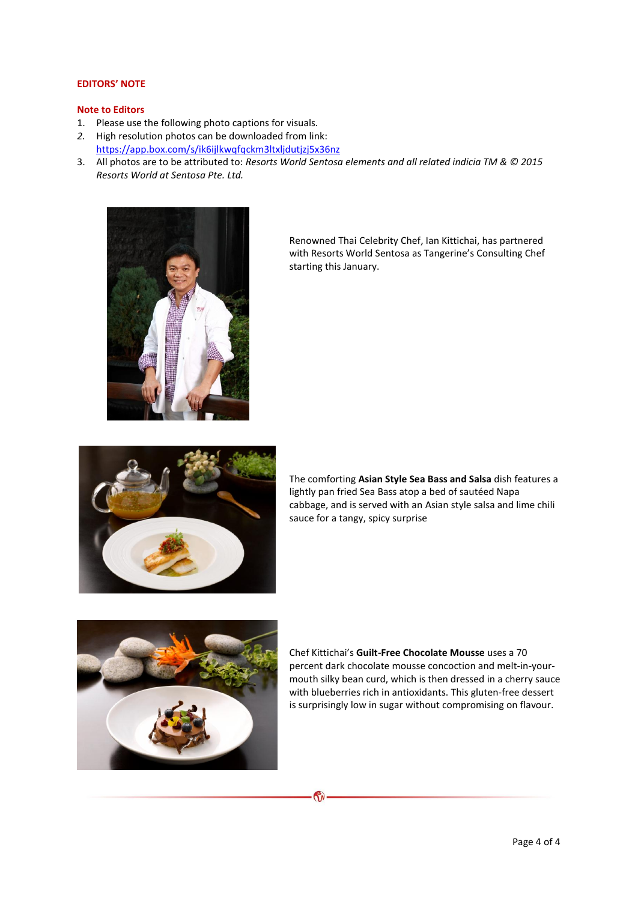**EDITORS' NOTE**

**Note to Editors**

1. Please use the following photo captions for visuals.
2. High resolution photos can be downloaded from link: https://app.box.com/s/ik6ijlkwqfqckm3ltxljdutjzj5x36nz
3. All photos are to be attributed to: *Resorts World Sentosa elements and all related indicia TM & © 2015 Resorts World at Sentosa Pte. Ltd.*

Renowned Thai Celebrity Chef, Ian Kittichai, has partnered with Resorts World Sentosa as Tangerine's Consulting Chef starting this January.

The comforting **Asian Style Sea Bass and Salsa** dish features a lightly pan fried Sea Bass atop a bed of sautéed Napa cabbage, and is served with an Asian style salsa and lime chili sauce for a tangy, spicy surprise

Chef Kittichai's **Guilt-Free Chocolate Mousse** uses a 70 percent dark chocolate mousse concoction and melt-in-your-mouth silky bean curd, which is then dressed in a cherry sauce with blueberries rich in antioxidants. This gluten-free dessert is surprisingly low in sugar without compromising on flavour.